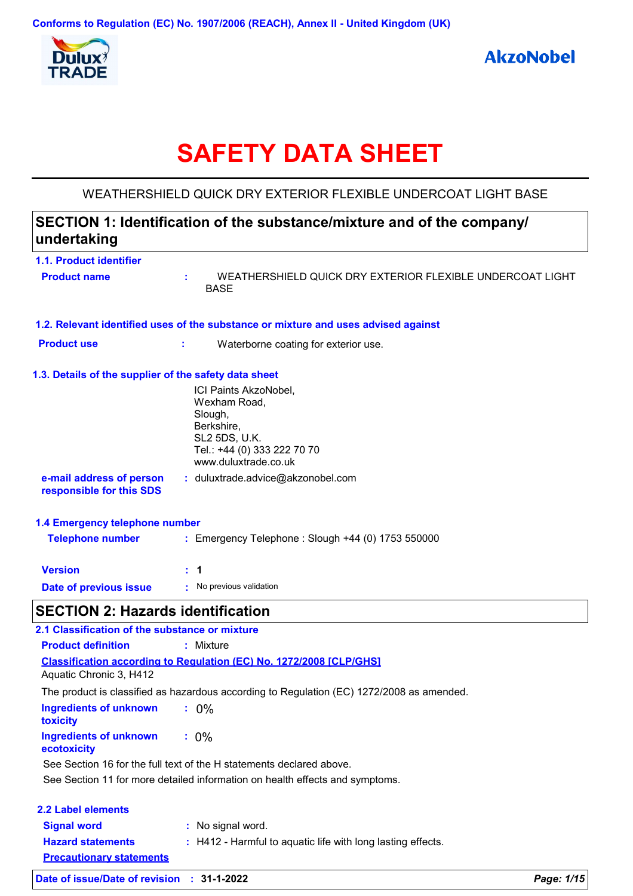Conforms to Regulation (EC) No. 1907/2006 (REACH), Annex II - United Kingdom (UK)

Dulux TRADE

AkzoNobel

# SAFETY DATA SHEET

WEATHERSHIELD QUICK DRY EXTERIOR FLEXIBLE UNDERCOAT LIGHT BASE

## SECTION 1: Identification of the substance/mixture and of the company/ undertaking

### 1.1. Product identifier

**Product name** : WEATHERSHIELD QUICK DRY EXTERIOR FLEXIBLE UNDERCOAT LIGHT BASE

### 1.2. Relevant identified uses of the substance or mixture and uses advised against

**Product use** : Waterborne coating for exterior use.

### 1.3. Details of the supplier of the safety data sheet

ICI Paints AkzoNobel,
Wexham Road,
Slough,
Berkshire,
SL2 5DS, U.K.
Tel.: +44 (0) 333 222 70 70
www.duluxtrade.co.uk

**e-mail address of person responsible for this SDS** : duluxtrade.advice@akzonobel.com

### 1.4 Emergency telephone number

**Telephone number** : Emergency Telephone : Slough +44 (0) 1753 550000

**Version** : 1

**Date of previous issue** : No previous validation

## SECTION 2: Hazards identification

### 2.1 Classification of the substance or mixture

**Product definition** : Mixture

**Classification according to Regulation (EC) No. 1272/2008 [CLP/GHS]**

Aquatic Chronic 3, H412

The product is classified as hazardous according to Regulation (EC) 1272/2008 as amended.

**Ingredients of unknown toxicity** : 0%

**Ingredients of unknown ecotoxicity** : 0%

See Section 16 for the full text of the H statements declared above.

See Section 11 for more detailed information on health effects and symptoms.

### 2.2 Label elements

**Signal word** : No signal word.

**Hazard statements** : H412 - Harmful to aquatic life with long lasting effects.

**Precautionary statements**

**Date of issue/Date of revision** : 31-1-2022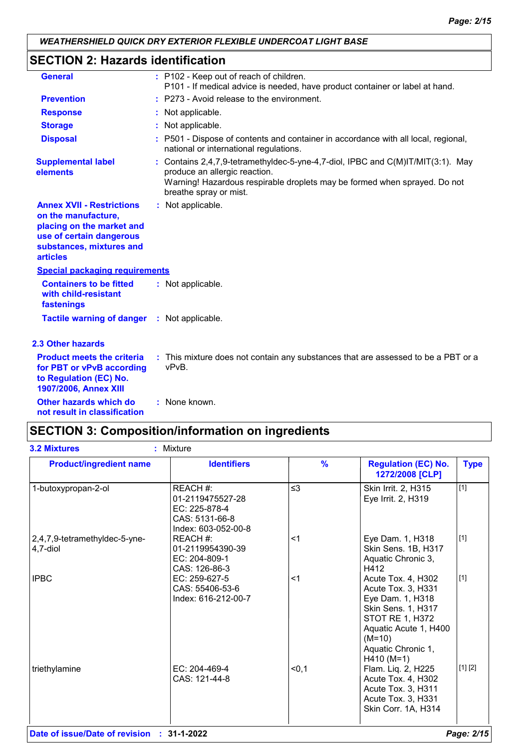## SECTION 2: Hazards identification

**General** : P102 - Keep out of reach of children.
P101 - If medical advice is needed, have product container or label at hand.

**Prevention** : P273 - Avoid release to the environment.

**Response** : Not applicable.

**Storage** : Not applicable.

**Disposal** : P501 - Dispose of contents and container in accordance with all local, regional, national or international regulations.

**Supplemental label elements** : Contains 2,4,7,9-tetramethyldec-5-yne-4,7-diol, IPBC and C(M)IT/MIT(3:1). May produce an allergic reaction.
Warning! Hazardous respirable droplets may be formed when sprayed. Do not breathe spray or mist.

**Annex XVII - Restrictions on the manufacture, placing on the market and use of certain dangerous substances, mixtures and articles** : Not applicable.

**Special packaging requirements**

**Containers to be fitted with child-resistant fastenings** : Not applicable.

**Tactile warning of danger** : Not applicable.

### 2.3 Other hazards

**Product meets the criteria for PBT or vPvB according to Regulation (EC) No. 1907/2006, Annex XIII** : This mixture does not contain any substances that are assessed to be a PBT or a vPvB.

**Other hazards which do not result in classification** : None known.

## SECTION 3: Composition/information on ingredients

**3.2 Mixtures** : Mixture

| Product/ingredient name | Identifiers | % | Regulation (EC) No. 1272/2008 [CLP] | Type |
|---|---|---|---|---|
| 1-butoxypropan-2-ol | REACH #: 01-2119475527-28<br>EC: 225-878-4<br>CAS: 5131-66-8<br>Index: 603-052-00-8 | ≤3 | Skin Irrit. 2, H315<br>Eye Irrit. 2, H319 | [1] |
| 2,4,7,9-tetramethyldec-5-yne-4,7-diol | REACH #: 01-2119954390-39<br>EC: 204-809-1<br>CAS: 126-86-3 | <1 | Eye Dam. 1, H318<br>Skin Sens. 1B, H317<br>Aquatic Chronic 3, H412 | [1] |
| IPBC | EC: 259-627-5<br>CAS: 55406-53-6<br>Index: 616-212-00-7 | <1 | Acute Tox. 4, H302<br>Acute Tox. 3, H331<br>Eye Dam. 1, H318<br>Skin Sens. 1, H317<br>STOT RE 1, H372<br>Aquatic Acute 1, H400 (M=10)<br>Aquatic Chronic 1, H410 (M=1) | [1] |
| triethylamine | EC: 204-469-4<br>CAS: 121-44-8 | <0,1 | Flam. Liq. 2, H225<br>Acute Tox. 4, H302<br>Acute Tox. 3, H311<br>Acute Tox. 3, H331<br>Skin Corr. 1A, H314 | [1] [2] |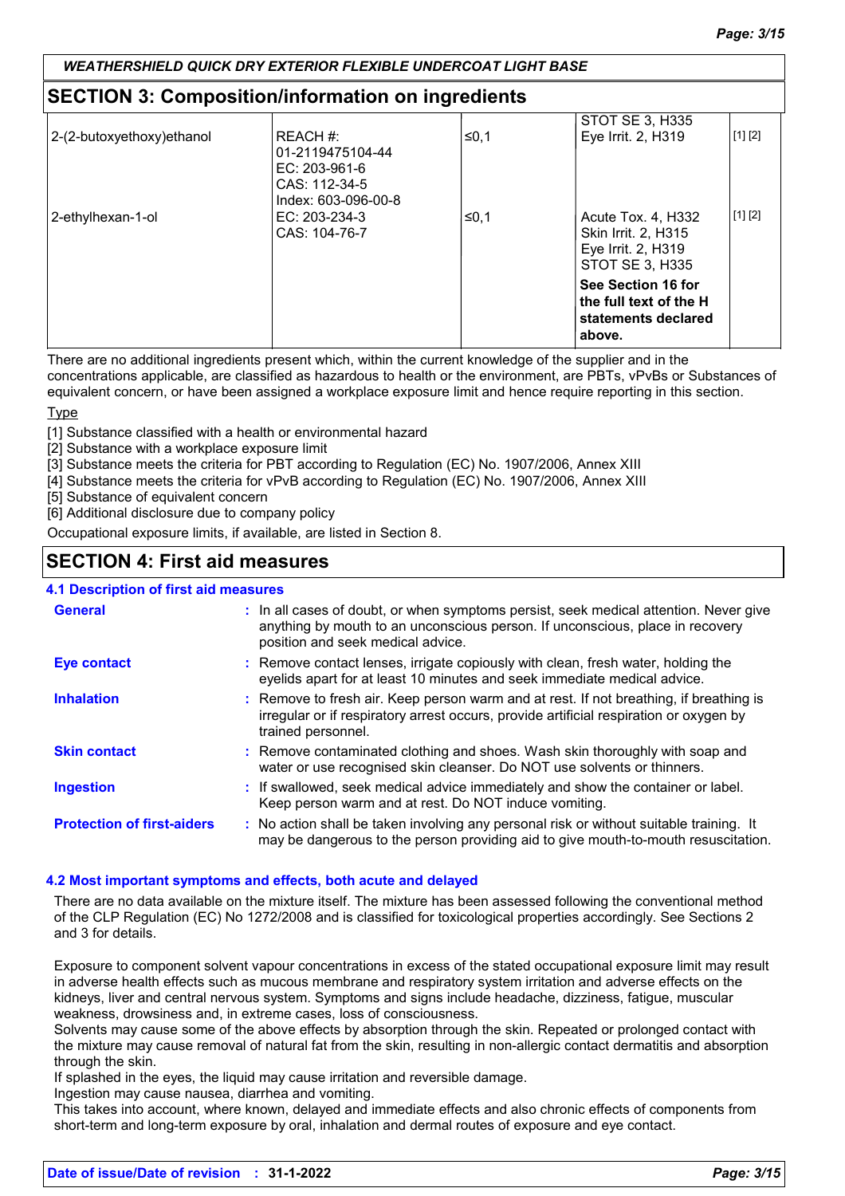## SECTION 3: Composition/information on ingredients

| | | | | |
|---|---|---|---|---|
| 2-(2-butoxyethoxy)ethanol | REACH #: 01-2119475104-44<br>EC: 203-961-6<br>CAS: 112-34-5<br>Index: 603-096-00-8 | ≤0,1 | STOT SE 3, H335<br>Eye Irrit. 2, H319 | [1] [2] |
| 2-ethylhexan-1-ol | EC: 203-234-3<br>CAS: 104-76-7 | ≤0,1 | Acute Tox. 4, H332<br>Skin Irrit. 2, H315<br>Eye Irrit. 2, H319<br>STOT SE 3, H335 | [1] [2] |
| | | | **See Section 16 for the full text of the H statements declared above.** | |

There are no additional ingredients present which, within the current knowledge of the supplier and in the concentrations applicable, are classified as hazardous to health or the environment, are PBTs, vPvBs or Substances of equivalent concern, or have been assigned a workplace exposure limit and hence require reporting in this section.

Type

[1] Substance classified with a health or environmental hazard
[2] Substance with a workplace exposure limit
[3] Substance meets the criteria for PBT according to Regulation (EC) No. 1907/2006, Annex XIII
[4] Substance meets the criteria for vPvB according to Regulation (EC) No. 1907/2006, Annex XIII
[5] Substance of equivalent concern
[6] Additional disclosure due to company policy

Occupational exposure limits, if available, are listed in Section 8.

## SECTION 4: First aid measures

### 4.1 Description of first aid measures

**General** : In all cases of doubt, or when symptoms persist, seek medical attention. Never give anything by mouth to an unconscious person. If unconscious, place in recovery position and seek medical advice.

**Eye contact** : Remove contact lenses, irrigate copiously with clean, fresh water, holding the eyelids apart for at least 10 minutes and seek immediate medical advice.

**Inhalation** : Remove to fresh air. Keep person warm and at rest. If not breathing, if breathing is irregular or if respiratory arrest occurs, provide artificial respiration or oxygen by trained personnel.

**Skin contact** : Remove contaminated clothing and shoes. Wash skin thoroughly with soap and water or use recognised skin cleanser. Do NOT use solvents or thinners.

**Ingestion** : If swallowed, seek medical advice immediately and show the container or label. Keep person warm and at rest. Do NOT induce vomiting.

**Protection of first-aiders** : No action shall be taken involving any personal risk or without suitable training. It may be dangerous to the person providing aid to give mouth-to-mouth resuscitation.

### 4.2 Most important symptoms and effects, both acute and delayed

There are no data available on the mixture itself. The mixture has been assessed following the conventional method of the CLP Regulation (EC) No 1272/2008 and is classified for toxicological properties accordingly. See Sections 2 and 3 for details.

Exposure to component solvent vapour concentrations in excess of the stated occupational exposure limit may result in adverse health effects such as mucous membrane and respiratory system irritation and adverse effects on the kidneys, liver and central nervous system. Symptoms and signs include headache, dizziness, fatigue, muscular weakness, drowsiness and, in extreme cases, loss of consciousness.
Solvents may cause some of the above effects by absorption through the skin. Repeated or prolonged contact with the mixture may cause removal of natural fat from the skin, resulting in non-allergic contact dermatitis and absorption through the skin.
If splashed in the eyes, the liquid may cause irritation and reversible damage.
Ingestion may cause nausea, diarrhea and vomiting.
This takes into account, where known, delayed and immediate effects and also chronic effects of components from short-term and long-term exposure by oral, inhalation and dermal routes of exposure and eye contact.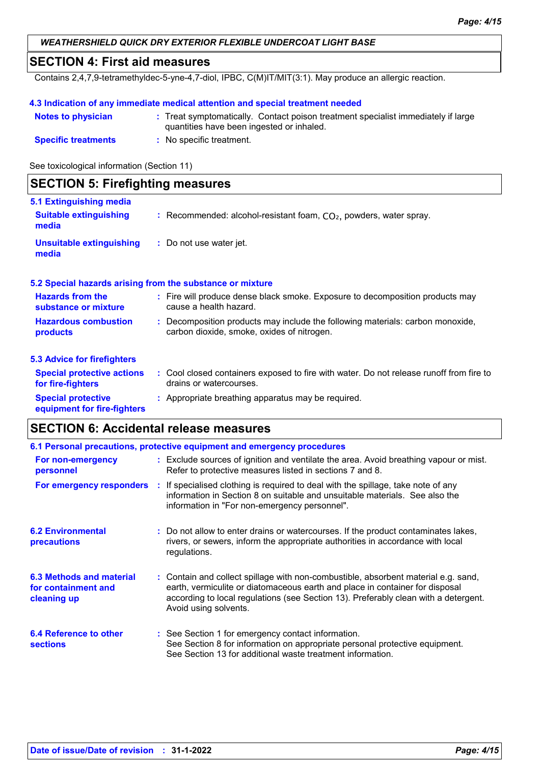## SECTION 4: First aid measures

Contains 2,4,7,9-tetramethyldec-5-yne-4,7-diol, IPBC, C(M)IT/MIT(3:1). May produce an allergic reaction.

### 4.3 Indication of any immediate medical attention and special treatment needed

**Notes to physician** : Treat symptomatically. Contact poison treatment specialist immediately if large quantities have been ingested or inhaled.

**Specific treatments** : No specific treatment.

See toxicological information (Section 11)

## SECTION 5: Firefighting measures

### 5.1 Extinguishing media

**Suitable extinguishing media** : Recommended: alcohol-resistant foam, $CO_2$, powders, water spray.

**Unsuitable extinguishing media** : Do not use water jet.

### 5.2 Special hazards arising from the substance or mixture

**Hazards from the substance or mixture** : Fire will produce dense black smoke. Exposure to decomposition products may cause a health hazard.

**Hazardous combustion products** : Decomposition products may include the following materials: carbon monoxide, carbon dioxide, smoke, oxides of nitrogen.

### 5.3 Advice for firefighters

**Special protective actions for fire-fighters** : Cool closed containers exposed to fire with water. Do not release runoff from fire to drains or watercourses.

**Special protective equipment for fire-fighters** : Appropriate breathing apparatus may be required.

## SECTION 6: Accidental release measures

### 6.1 Personal precautions, protective equipment and emergency procedures

**For non-emergency personnel** : Exclude sources of ignition and ventilate the area. Avoid breathing vapour or mist. Refer to protective measures listed in sections 7 and 8.

**For emergency responders** : If specialised clothing is required to deal with the spillage, take note of any information in Section 8 on suitable and unsuitable materials. See also the information in "For non-emergency personnel".

**6.2 Environmental precautions** : Do not allow to enter drains or watercourses. If the product contaminates lakes, rivers, or sewers, inform the appropriate authorities in accordance with local regulations.

**6.3 Methods and material for containment and cleaning up** : Contain and collect spillage with non-combustible, absorbent material e.g. sand, earth, vermiculite or diatomaceous earth and place in container for disposal according to local regulations (see Section 13). Preferably clean with a detergent. Avoid using solvents.

**6.4 Reference to other sections** : See Section 1 for emergency contact information.
See Section 8 for information on appropriate personal protective equipment.
See Section 13 for additional waste treatment information.

**Date of issue/Date of revision** : 31-1-2022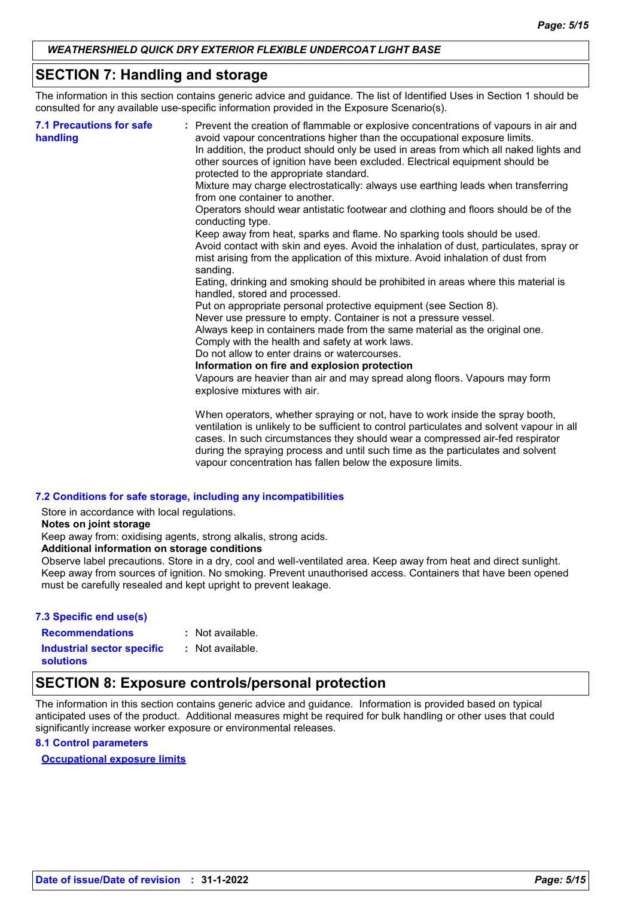## SECTION 7: Handling and storage

The information in this section contains generic advice and guidance. The list of Identified Uses in Section 1 should be consulted for any available use-specific information provided in the Exposure Scenario(s).

**7.1 Precautions for safe handling**
: Prevent the creation of flammable or explosive concentrations of vapours in air and avoid vapour concentrations higher than the occupational exposure limits.
In addition, the product should only be used in areas from which all naked lights and other sources of ignition have been excluded. Electrical equipment should be protected to the appropriate standard.
Mixture may charge electrostatically: always use earthing leads when transferring from one container to another.
Operators should wear antistatic footwear and clothing and floors should be of the conducting type.
Keep away from heat, sparks and flame. No sparking tools should be used.
Avoid contact with skin and eyes. Avoid the inhalation of dust, particulates, spray or mist arising from the application of this mixture. Avoid inhalation of dust from sanding.
Eating, drinking and smoking should be prohibited in areas where this material is handled, stored and processed.
Put on appropriate personal protective equipment (see Section 8).
Never use pressure to empty. Container is not a pressure vessel.
Always keep in containers made from the same material as the original one.
Comply with the health and safety at work laws.
Do not allow to enter drains or watercourses.
**Information on fire and explosion protection**
Vapours are heavier than air and may spread along floors. Vapours may form explosive mixtures with air.

When operators, whether spraying or not, have to work inside the spray booth, ventilation is unlikely to be sufficient to control particulates and solvent vapour in all cases. In such circumstances they should wear a compressed air-fed respirator during the spraying process and until such time as the particulates and solvent vapour concentration has fallen below the exposure limits.

**7.2 Conditions for safe storage, including any incompatibilities**

Store in accordance with local regulations.
**Notes on joint storage**
Keep away from: oxidising agents, strong alkalis, strong acids.
**Additional information on storage conditions**
Observe label precautions. Store in a dry, cool and well-ventilated area. Keep away from heat and direct sunlight. Keep away from sources of ignition. No smoking. Prevent unauthorised access. Containers that have been opened must be carefully resealed and kept upright to prevent leakage.

**7.3 Specific end use(s)**

**Recommendations** : Not available.
**Industrial sector specific solutions** : Not available.

## SECTION 8: Exposure controls/personal protection

The information in this section contains generic advice and guidance. Information is provided based on typical anticipated uses of the product. Additional measures might be required for bulk handling or other uses that could significantly increase worker exposure or environmental releases.

**8.1 Control parameters**

**Occupational exposure limits**

Date of issue/Date of revision : 31-1-2022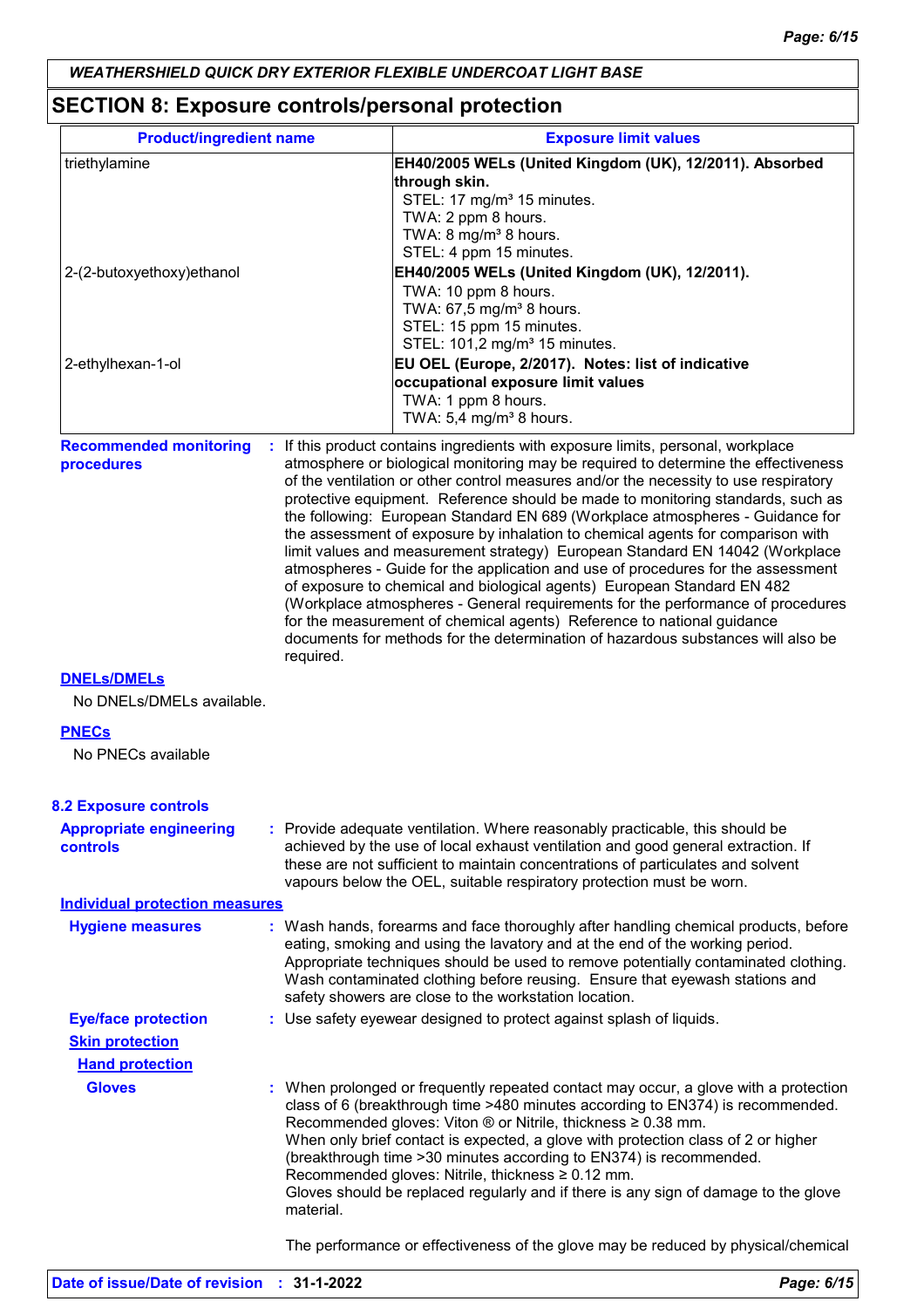## SECTION 8: Exposure controls/personal protection

| Product/ingredient name | Exposure limit values |
|---|---|
| triethylamine | **EH40/2005 WELs (United Kingdom (UK), 12/2011). Absorbed through skin.**<br>STEL: 17 mg/m³ 15 minutes.<br>TWA: 2 ppm 8 hours.<br>TWA: 8 mg/m³ 8 hours.<br>STEL: 4 ppm 15 minutes. |
| 2-(2-butoxyethoxy)ethanol | **EH40/2005 WELs (United Kingdom (UK), 12/2011).**<br>TWA: 10 ppm 8 hours.<br>TWA: 67,5 mg/m³ 8 hours.<br>STEL: 15 ppm 15 minutes.<br>STEL: 101,2 mg/m³ 15 minutes. |
| 2-ethylhexan-1-ol | **EU OEL (Europe, 2/2017). Notes: list of indicative occupational exposure limit values**<br>TWA: 1 ppm 8 hours.<br>TWA: 5,4 mg/m³ 8 hours. |

**Recommended monitoring procedures** : If this product contains ingredients with exposure limits, personal, workplace atmosphere or biological monitoring may be required to determine the effectiveness of the ventilation or other control measures and/or the necessity to use respiratory protective equipment. Reference should be made to monitoring standards, such as the following: European Standard EN 689 (Workplace atmospheres - Guidance for the assessment of exposure by inhalation to chemical agents for comparison with limit values and measurement strategy) European Standard EN 14042 (Workplace atmospheres - Guide for the application and use of procedures for the assessment of exposure to chemical and biological agents) European Standard EN 482 (Workplace atmospheres - General requirements for the performance of procedures for the measurement of chemical agents) Reference to national guidance documents for methods for the determination of hazardous substances will also be required.

**DNELs/DMELs**

No DNELs/DMELs available.

**PNECs**

No PNECs available

### 8.2 Exposure controls

**Appropriate engineering controls** : Provide adequate ventilation. Where reasonably practicable, this should be achieved by the use of local exhaust ventilation and good general extraction. If these are not sufficient to maintain concentrations of particulates and solvent vapours below the OEL, suitable respiratory protection must be worn.

**Individual protection measures**

**Hygiene measures** : Wash hands, forearms and face thoroughly after handling chemical products, before eating, smoking and using the lavatory and at the end of the working period. Appropriate techniques should be used to remove potentially contaminated clothing. Wash contaminated clothing before reusing. Ensure that eyewash stations and safety showers are close to the workstation location.

**Eye/face protection** : Use safety eyewear designed to protect against splash of liquids.

**Skin protection**

**Hand protection**

**Gloves** : When prolonged or frequently repeated contact may occur, a glove with a protection class of 6 (breakthrough time >480 minutes according to EN374) is recommended. Recommended gloves: Viton ® or Nitrile, thickness ≥ 0.38 mm.
When only brief contact is expected, a glove with protection class of 2 or higher (breakthrough time >30 minutes according to EN374) is recommended.
Recommended gloves: Nitrile, thickness ≥ 0.12 mm.
Gloves should be replaced regularly and if there is any sign of damage to the glove material.

The performance or effectiveness of the glove may be reduced by physical/chemical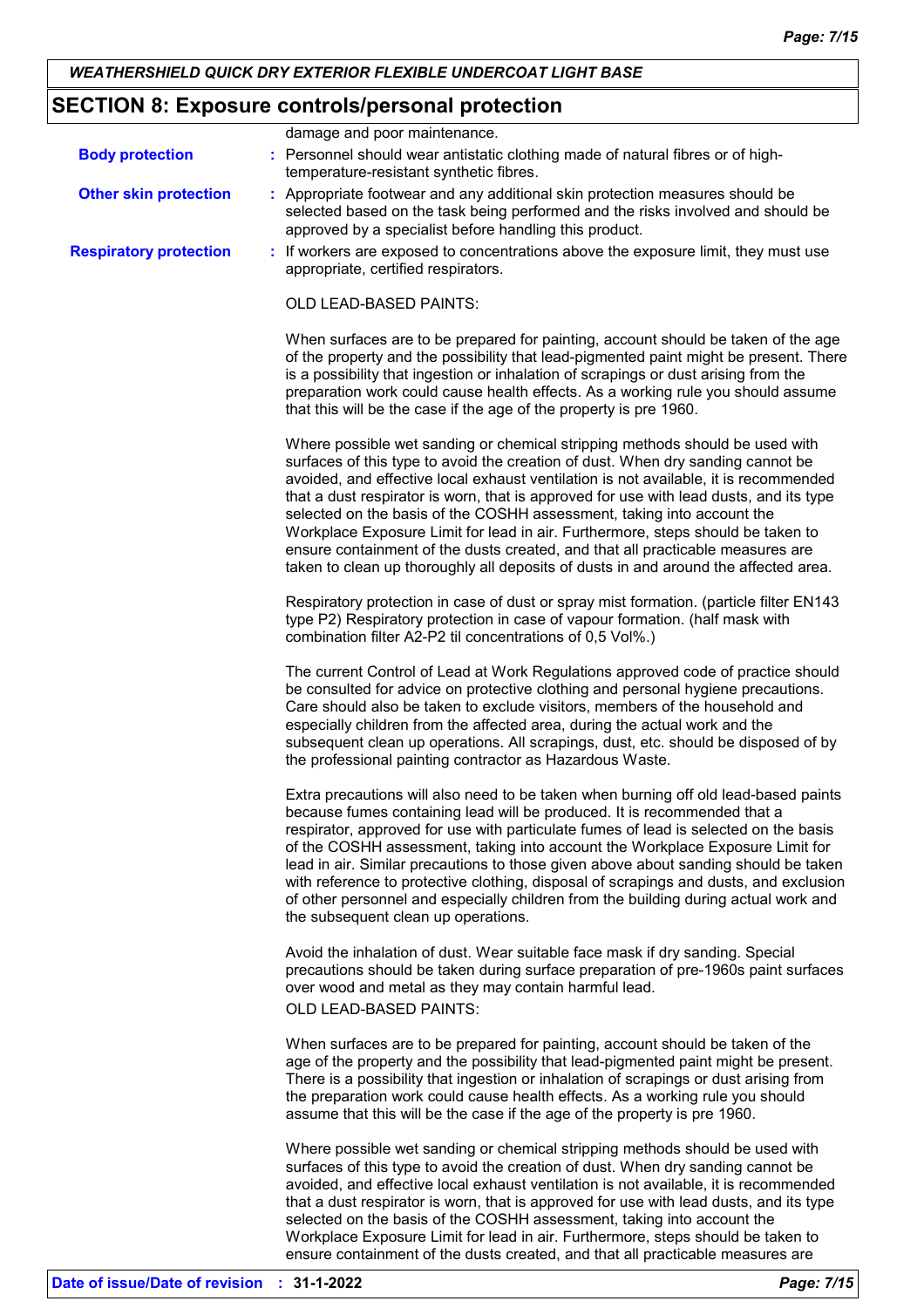## SECTION 8: Exposure controls/personal protection

damage and poor maintenance.

**Body protection** : Personnel should wear antistatic clothing made of natural fibres or of high-temperature-resistant synthetic fibres.

**Other skin protection** : Appropriate footwear and any additional skin protection measures should be selected based on the task being performed and the risks involved and should be approved by a specialist before handling this product.

**Respiratory protection** : If workers are exposed to concentrations above the exposure limit, they must use appropriate, certified respirators.

OLD LEAD-BASED PAINTS:

When surfaces are to be prepared for painting, account should be taken of the age of the property and the possibility that lead-pigmented paint might be present. There is a possibility that ingestion or inhalation of scrapings or dust arising from the preparation work could cause health effects. As a working rule you should assume that this will be the case if the age of the property is pre 1960.

Where possible wet sanding or chemical stripping methods should be used with surfaces of this type to avoid the creation of dust. When dry sanding cannot be avoided, and effective local exhaust ventilation is not available, it is recommended that a dust respirator is worn, that is approved for use with lead dusts, and its type selected on the basis of the COSHH assessment, taking into account the Workplace Exposure Limit for lead in air. Furthermore, steps should be taken to ensure containment of the dusts created, and that all practicable measures are taken to clean up thoroughly all deposits of dusts in and around the affected area.

Respiratory protection in case of dust or spray mist formation. (particle filter EN143 type P2) Respiratory protection in case of vapour formation. (half mask with combination filter A2-P2 til concentrations of 0,5 Vol%.)

The current Control of Lead at Work Regulations approved code of practice should be consulted for advice on protective clothing and personal hygiene precautions. Care should also be taken to exclude visitors, members of the household and especially children from the affected area, during the actual work and the subsequent clean up operations. All scrapings, dust, etc. should be disposed of by the professional painting contractor as Hazardous Waste.

Extra precautions will also need to be taken when burning off old lead-based paints because fumes containing lead will be produced. It is recommended that a respirator, approved for use with particulate fumes of lead is selected on the basis of the COSHH assessment, taking into account the Workplace Exposure Limit for lead in air. Similar precautions to those given above about sanding should be taken with reference to protective clothing, disposal of scrapings and dusts, and exclusion of other personnel and especially children from the building during actual work and the subsequent clean up operations.

Avoid the inhalation of dust. Wear suitable face mask if dry sanding. Special precautions should be taken during surface preparation of pre-1960s paint surfaces over wood and metal as they may contain harmful lead.

OLD LEAD-BASED PAINTS:

When surfaces are to be prepared for painting, account should be taken of the age of the property and the possibility that lead-pigmented paint might be present. There is a possibility that ingestion or inhalation of scrapings or dust arising from the preparation work could cause health effects. As a working rule you should assume that this will be the case if the age of the property is pre 1960.

Where possible wet sanding or chemical stripping methods should be used with surfaces of this type to avoid the creation of dust. When dry sanding cannot be avoided, and effective local exhaust ventilation is not available, it is recommended that a dust respirator is worn, that is approved for use with lead dusts, and its type selected on the basis of the COSHH assessment, taking into account the Workplace Exposure Limit for lead in air. Furthermore, steps should be taken to ensure containment of the dusts created, and that all practicable measures are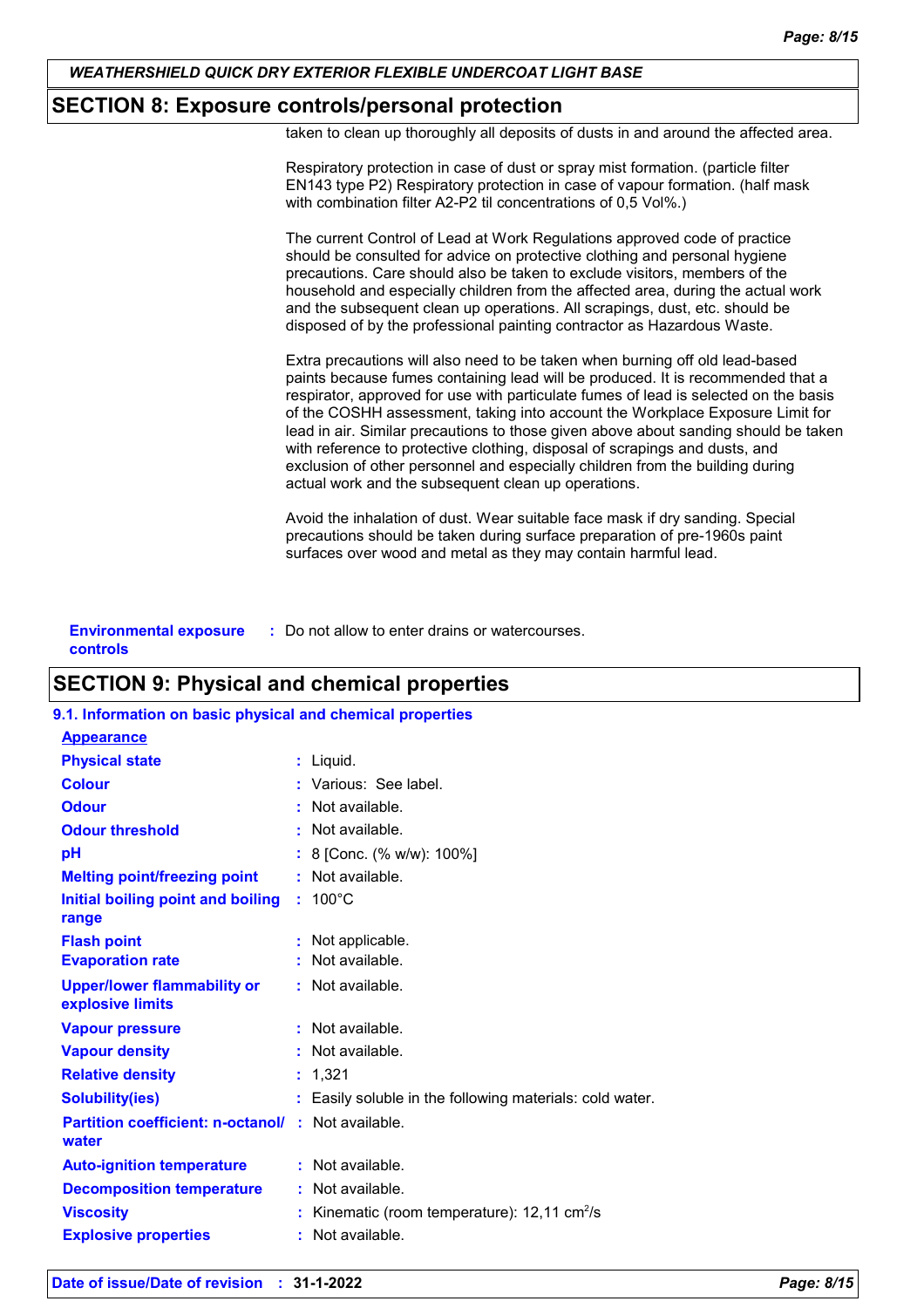## SECTION 8: Exposure controls/personal protection

taken to clean up thoroughly all deposits of dusts in and around the affected area.

Respiratory protection in case of dust or spray mist formation. (particle filter EN143 type P2) Respiratory protection in case of vapour formation. (half mask with combination filter A2-P2 til concentrations of 0,5 Vol%.)

The current Control of Lead at Work Regulations approved code of practice should be consulted for advice on protective clothing and personal hygiene precautions. Care should also be taken to exclude visitors, members of the household and especially children from the affected area, during the actual work and the subsequent clean up operations. All scrapings, dust, etc. should be disposed of by the professional painting contractor as Hazardous Waste.

Extra precautions will also need to be taken when burning off old lead-based paints because fumes containing lead will be produced. It is recommended that a respirator, approved for use with particulate fumes of lead is selected on the basis of the COSHH assessment, taking into account the Workplace Exposure Limit for lead in air. Similar precautions to those given above about sanding should be taken with reference to protective clothing, disposal of scrapings and dusts, and exclusion of other personnel and especially children from the building during actual work and the subsequent clean up operations.

Avoid the inhalation of dust. Wear suitable face mask if dry sanding. Special precautions should be taken during surface preparation of pre-1960s paint surfaces over wood and metal as they may contain harmful lead.

**Environmental exposure controls** : Do not allow to enter drains or watercourses.

## SECTION 9: Physical and chemical properties

### 9.1. Information on basic physical and chemical properties

**Appearance**

| | |
|---|---|
| **Physical state** | : Liquid. |
| **Colour** | : Various: See label. |
| **Odour** | : Not available. |
| **Odour threshold** | : Not available. |
| **pH** | : 8 [Conc. (% w/w): 100%] |
| **Melting point/freezing point** | : Not available. |
| **Initial boiling point and boiling range** | : 100°C |
| **Flash point** | : Not applicable. |
| **Evaporation rate** | : Not available. |
| **Upper/lower flammability or explosive limits** | : Not available. |
| **Vapour pressure** | : Not available. |
| **Vapour density** | : Not available. |
| **Relative density** | : 1,321 |
| **Solubility(ies)** | : Easily soluble in the following materials: cold water. |
| **Partition coefficient: n-octanol/water** | : Not available. |
| **Auto-ignition temperature** | : Not available. |
| **Decomposition temperature** | : Not available. |
| **Viscosity** | : Kinematic (room temperature): 12,11 $cm^2/s$ |
| **Explosive properties** | : Not available. |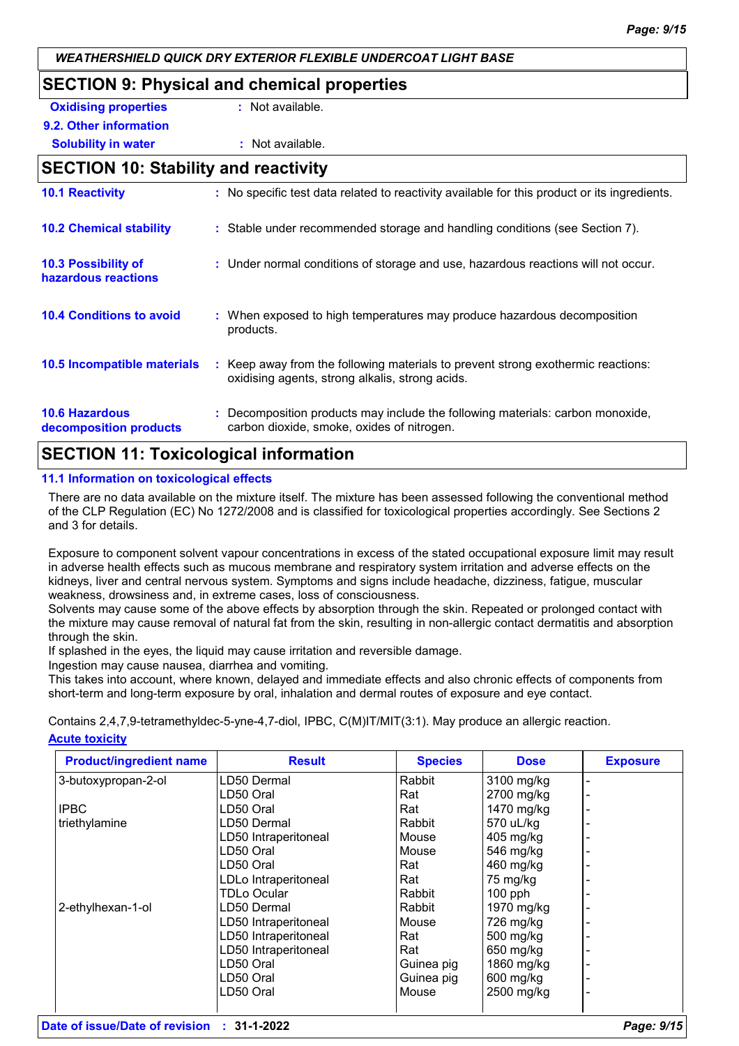## SECTION 9: Physical and chemical properties

**Oxidising properties** : Not available.

**9.2. Other information**

**Solubility in water** : Not available.

## SECTION 10: Stability and reactivity

**10.1 Reactivity** : No specific test data related to reactivity available for this product or its ingredients.

**10.2 Chemical stability** : Stable under recommended storage and handling conditions (see Section 7).

**10.3 Possibility of hazardous reactions** : Under normal conditions of storage and use, hazardous reactions will not occur.

**10.4 Conditions to avoid** : When exposed to high temperatures may produce hazardous decomposition products.

**10.5 Incompatible materials** : Keep away from the following materials to prevent strong exothermic reactions: oxidising agents, strong alkalis, strong acids.

**10.6 Hazardous decomposition products** : Decomposition products may include the following materials: carbon monoxide, carbon dioxide, smoke, oxides of nitrogen.

## SECTION 11: Toxicological information

### 11.1 Information on toxicological effects

There are no data available on the mixture itself. The mixture has been assessed following the conventional method of the CLP Regulation (EC) No 1272/2008 and is classified for toxicological properties accordingly. See Sections 2 and 3 for details.

Exposure to component solvent vapour concentrations in excess of the stated occupational exposure limit may result in adverse health effects such as mucous membrane and respiratory system irritation and adverse effects on the kidneys, liver and central nervous system. Symptoms and signs include headache, dizziness, fatigue, muscular weakness, drowsiness and, in extreme cases, loss of consciousness.
Solvents may cause some of the above effects by absorption through the skin. Repeated or prolonged contact with the mixture may cause removal of natural fat from the skin, resulting in non-allergic contact dermatitis and absorption through the skin.
If splashed in the eyes, the liquid may cause irritation and reversible damage.
Ingestion may cause nausea, diarrhea and vomiting.
This takes into account, where known, delayed and immediate effects and also chronic effects of components from short-term and long-term exposure by oral, inhalation and dermal routes of exposure and eye contact.

Contains 2,4,7,9-tetramethyldec-5-yne-4,7-diol, IPBC, C(M)IT/MIT(3:1). May produce an allergic reaction.

**Acute toxicity**

| Product/ingredient name | Result | Species | Dose | Exposure |
|---|---|---|---|---|
| 3-butoxypropan-2-ol | LD50 Dermal | Rabbit | 3100 mg/kg | - |
| | LD50 Oral | Rat | 2700 mg/kg | - |
| IPBC | LD50 Oral | Rat | 1470 mg/kg | - |
| triethylamine | LD50 Dermal | Rabbit | 570 uL/kg | - |
| | LD50 Intraperitoneal | Mouse | 405 mg/kg | - |
| | LD50 Oral | Mouse | 546 mg/kg | - |
| | LD50 Oral | Rat | 460 mg/kg | - |
| | LDLo Intraperitoneal | Rat | 75 mg/kg | - |
| | TDLo Ocular | Rabbit | 100 pph | - |
| 2-ethylhexan-1-ol | LD50 Dermal | Rabbit | 1970 mg/kg | - |
| | LD50 Intraperitoneal | Mouse | 726 mg/kg | - |
| | LD50 Intraperitoneal | Rat | 500 mg/kg | - |
| | LD50 Intraperitoneal | Rat | 650 mg/kg | - |
| | LD50 Oral | Guinea pig | 1860 mg/kg | - |
| | LD50 Oral | Guinea pig | 600 mg/kg | - |
| | LD50 Oral | Mouse | 2500 mg/kg | - |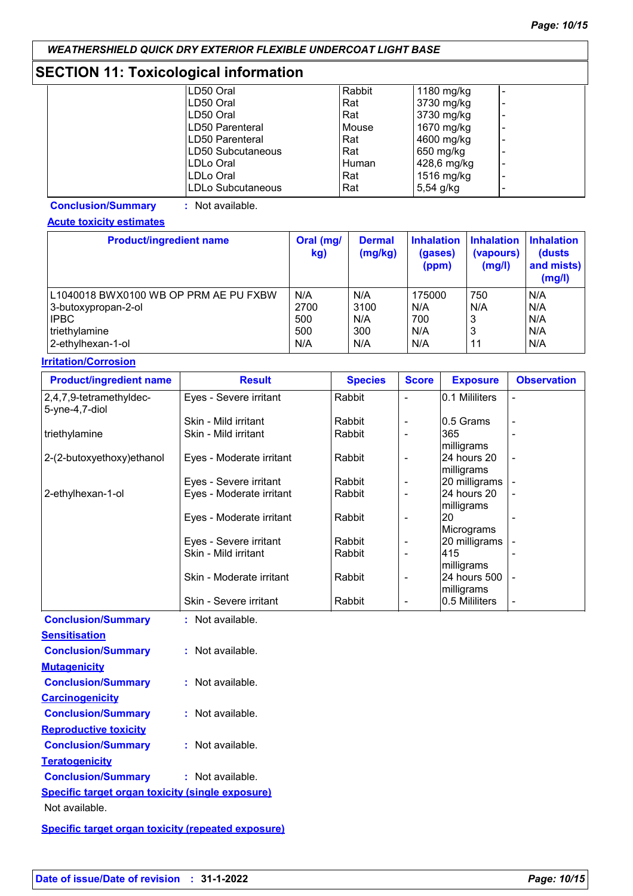WEATHERSHIELD QUICK DRY EXTERIOR FLEXIBLE UNDERCOAT LIGHT BASE

## SECTION 11: Toxicological information

| | | | | |
|---|---|---|---|---|
| | LD50 Oral | Rabbit | 1180 mg/kg | - |
| | LD50 Oral | Rat | 3730 mg/kg | - |
| | LD50 Oral | Rat | 3730 mg/kg | - |
| | LD50 Parenteral | Mouse | 1670 mg/kg | - |
| | LD50 Parenteral | Rat | 4600 mg/kg | - |
| | LD50 Subcutaneous | Rat | 650 mg/kg | - |
| | LDLo Oral | Human | 428,6 mg/kg | - |
| | LDLo Oral | Rat | 1516 mg/kg | - |
| | LDLo Subcutaneous | Rat | 5,54 g/kg | - |

**Conclusion/Summary** : Not available.

**Acute toxicity estimates**

| Product/ingredient name | Oral (mg/kg) | Dermal (mg/kg) | Inhalation (gases) (ppm) | Inhalation (vapours) (mg/l) | Inhalation (dusts and mists) (mg/l) |
|---|---|---|---|---|---|
| L1040018 BWX0100 WB OP PRM AE PU FXBW | N/A | N/A | 175000 | 750 | N/A |
| 3-butoxypropan-2-ol | 2700 | 3100 | N/A | N/A | N/A |
| IPBC | 500 | N/A | 700 | 3 | N/A |
| triethylamine | 500 | 300 | N/A | 3 | N/A |
| 2-ethylhexan-1-ol | N/A | N/A | N/A | 11 | N/A |

**Irritation/Corrosion**

| Product/ingredient name | Result | Species | Score | Exposure | Observation |
|---|---|---|---|---|---|
| 2,4,7,9-tetramethyldec-5-yne-4,7-diol | Eyes - Severe irritant | Rabbit | - | 0.1 Mililiters | - |
| | Skin - Mild irritant | Rabbit | - | 0.5 Grams | - |
| triethylamine | Skin - Mild irritant | Rabbit | - | 365 milligrams | - |
| 2-(2-butoxyethoxy)ethanol | Eyes - Moderate irritant | Rabbit | - | 24 hours 20 milligrams | - |
| | Eyes - Severe irritant | Rabbit | - | 20 milligrams | - |
| 2-ethylhexan-1-ol | Eyes - Moderate irritant | Rabbit | - | 24 hours 20 milligrams | - |
| | Eyes - Moderate irritant | Rabbit | - | 20 Micrograms | - |
| | Eyes - Severe irritant | Rabbit | - | 20 milligrams | - |
| | Skin - Mild irritant | Rabbit | - | 415 milligrams | - |
| | Skin - Moderate irritant | Rabbit | - | 24 hours 500 milligrams | - |
| | Skin - Severe irritant | Rabbit | - | 0.5 Mililiters | - |

**Conclusion/Summary** : Not available.

**Sensitisation**

**Conclusion/Summary** : Not available.

**Mutagenicity**

**Conclusion/Summary** : Not available.

**Carcinogenicity**

**Conclusion/Summary** : Not available.

**Reproductive toxicity**

**Conclusion/Summary** : Not available.

**Teratogenicity**

**Conclusion/Summary** : Not available.

**Specific target organ toxicity (single exposure)**

Not available.

**Specific target organ toxicity (repeated exposure)**

**Date of issue/Date of revision** : 31-1-2022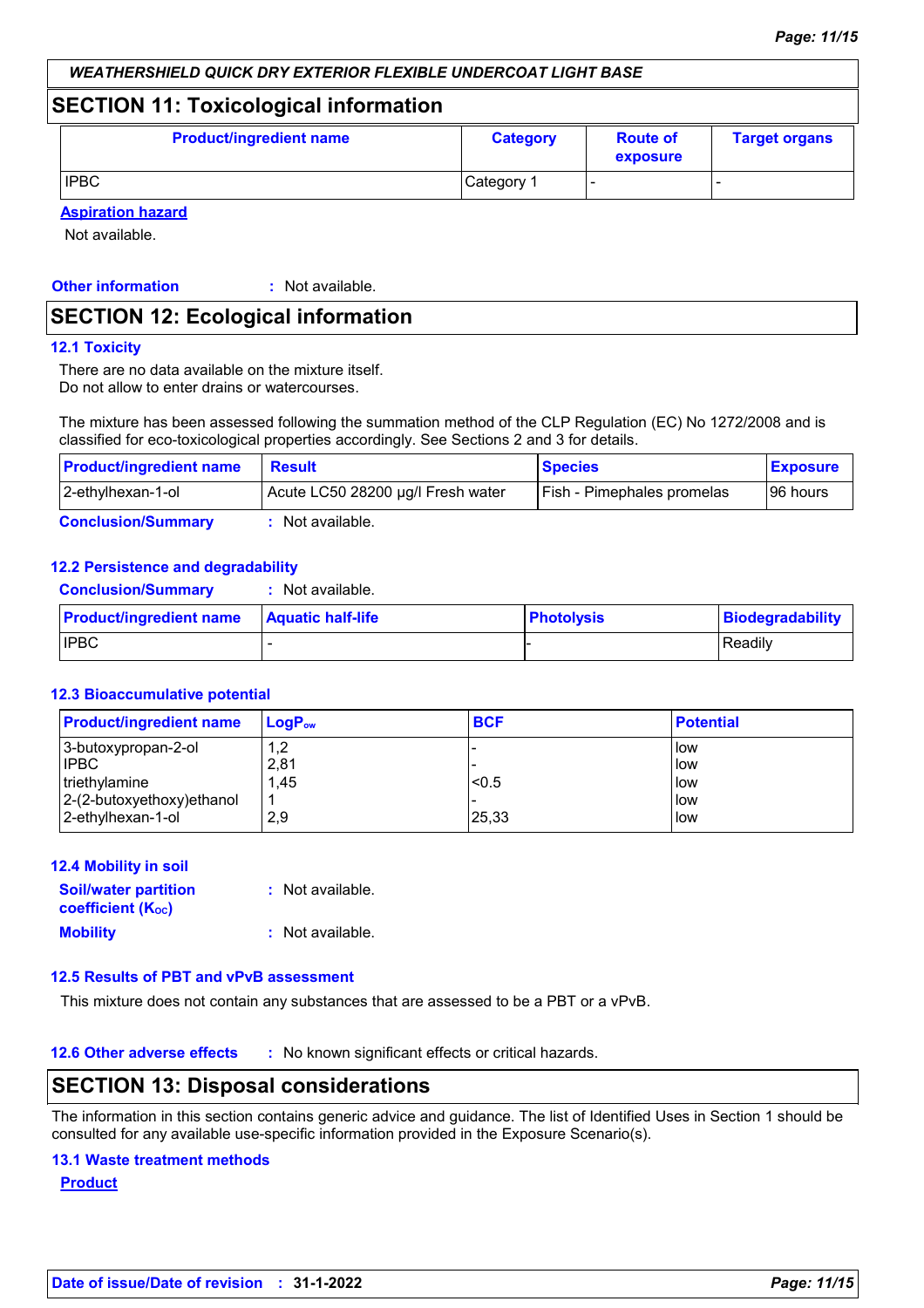*WEATHERSHIELD QUICK DRY EXTERIOR FLEXIBLE UNDERCOAT LIGHT BASE*

## SECTION 11: Toxicological information

| Product/ingredient name | Category | Route of exposure | Target organs |
|---|---|---|---|
| IPBC | Category 1 | - | - |

**Aspiration hazard**

Not available.

**Other information** : Not available.

## SECTION 12: Ecological information

### 12.1 Toxicity

There are no data available on the mixture itself.
Do not allow to enter drains or watercourses.

The mixture has been assessed following the summation method of the CLP Regulation (EC) No 1272/2008 and is classified for eco-toxicological properties accordingly. See Sections 2 and 3 for details.

| Product/ingredient name | Result | Species | Exposure |
|---|---|---|---|
| 2-ethylhexan-1-ol | Acute LC50 28200 µg/l Fresh water | Fish - Pimephales promelas | 96 hours |

**Conclusion/Summary** : Not available.

### 12.2 Persistence and degradability

**Conclusion/Summary** : Not available.

| Product/ingredient name | Aquatic half-life | Photolysis | Biodegradability |
|---|---|---|---|
| IPBC | - | - | Readily |

### 12.3 Bioaccumulative potential

| Product/ingredient name | $LogP_{ow}$ | BCF | Potential |
|---|---|---|---|
| 3-butoxypropan-2-ol | 1,2 | - | low |
| IPBC | 2,81 | - | low |
| triethylamine | 1,45 | <0.5 | low |
| 2-(2-butoxyethoxy)ethanol | 1 | - | low |
| 2-ethylhexan-1-ol | 2,9 | 25,33 | low |

### 12.4 Mobility in soil

**Soil/water partition coefficient ($K_{OC}$)** : Not available.

**Mobility** : Not available.

### 12.5 Results of PBT and vPvB assessment

This mixture does not contain any substances that are assessed to be a PBT or a vPvB.

### 12.6 Other adverse effects

: No known significant effects or critical hazards.

## SECTION 13: Disposal considerations

The information in this section contains generic advice and guidance. The list of Identified Uses in Section 1 should be consulted for any available use-specific information provided in the Exposure Scenario(s).

### 13.1 Waste treatment methods

**Product**

**Date of issue/Date of revision** : **31-1-2022**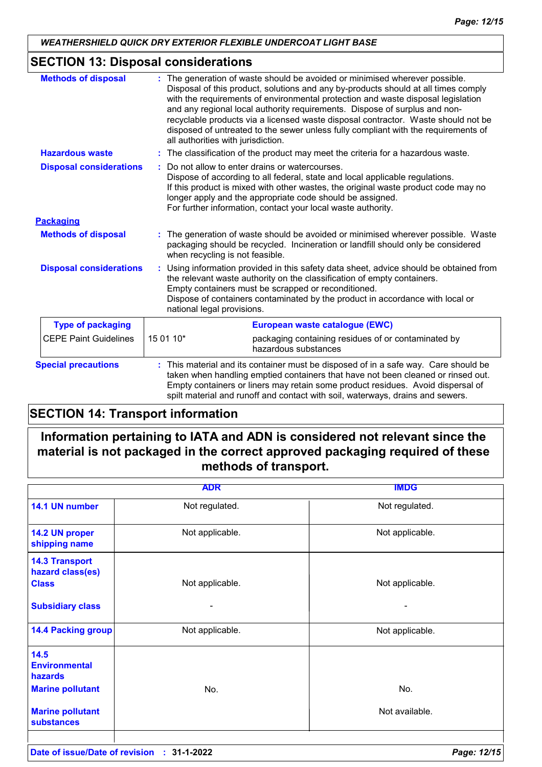## SECTION 13: Disposal considerations

**Methods of disposal** : The generation of waste should be avoided or minimised wherever possible. Disposal of this product, solutions and any by-products should at all times comply with the requirements of environmental protection and waste disposal legislation and any regional local authority requirements. Dispose of surplus and non-recyclable products via a licensed waste disposal contractor. Waste should not be disposed of untreated to the sewer unless fully compliant with the requirements of all authorities with jurisdiction.

**Hazardous waste** : The classification of the product may meet the criteria for a hazardous waste.

**Disposal considerations** : Do not allow to enter drains or watercourses.
Dispose of according to all federal, state and local applicable regulations.
If this product is mixed with other wastes, the original waste product code may no longer apply and the appropriate code should be assigned.
For further information, contact your local waste authority.

### Packaging

**Methods of disposal** : The generation of waste should be avoided or minimised wherever possible. Waste packaging should be recycled. Incineration or landfill should only be considered when recycling is not feasible.

**Disposal considerations** : Using information provided in this safety data sheet, advice should be obtained from the relevant waste authority on the classification of empty containers.
Empty containers must be scrapped or reconditioned.
Dispose of containers contaminated by the product in accordance with local or national legal provisions.

| Type of packaging | European waste catalogue (EWC) | |
|---|---|---|
| CEPE Paint Guidelines | 15 01 10* | packaging containing residues of or contaminated by hazardous substances |

**Special precautions** : This material and its container must be disposed of in a safe way. Care should be taken when handling emptied containers that have not been cleaned or rinsed out. Empty containers or liners may retain some product residues. Avoid dispersal of spilt material and runoff and contact with soil, waterways, drains and sewers.

## SECTION 14: Transport information

**Information pertaining to IATA and ADN is considered not relevant since the material is not packaged in the correct approved packaging required of these methods of transport.**

| | ADR | IMDG |
|---|---|---|
| **14.1 UN number** | Not regulated. | Not regulated. |
| **14.2 UN proper shipping name** | Not applicable. | Not applicable. |
| **14.3 Transport hazard class(es) Class** | Not applicable. | Not applicable. |
| **Subsidiary class** | - | - |
| **14.4 Packing group** | Not applicable. | Not applicable. |
| **14.5 Environmental hazards Marine pollutant** | No. | No. |
| **Marine pollutant substances** | | Not available. |

**Date of issue/Date of revision** : **31-1-2022**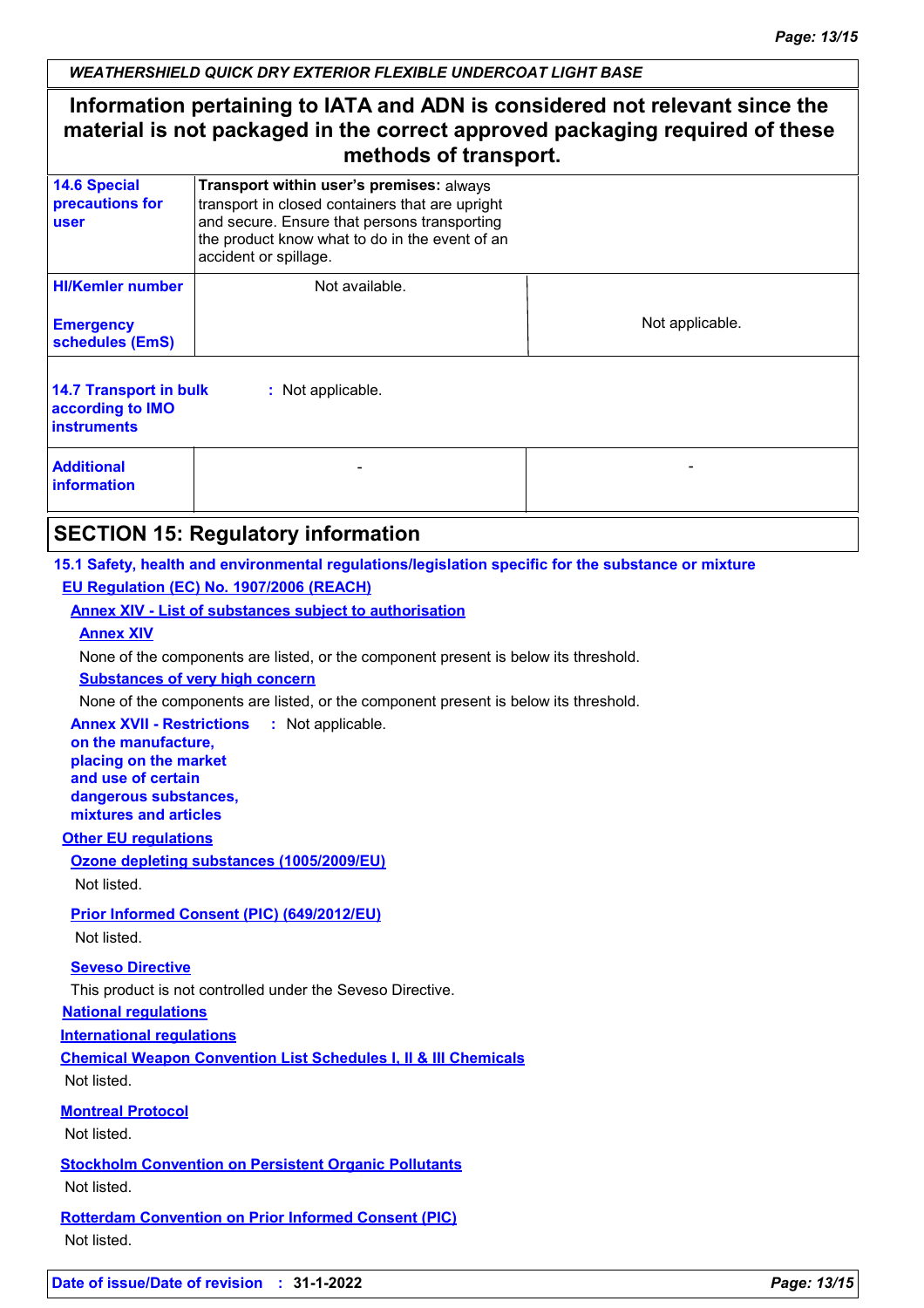**Information pertaining to IATA and ADN is considered not relevant since the material is not packaged in the correct approved packaging required of these methods of transport.**

| | | |
|---|---|---|
| **14.6 Special precautions for user** | **Transport within user's premises:** always transport in closed containers that are upright and secure. Ensure that persons transporting the product know what to do in the event of an accident or spillage. | |
| **HI/Kemler number** | Not available. | |
| **Emergency schedules (EmS)** | | Not applicable. |
| **14.7 Transport in bulk according to IMO instruments** | : Not applicable. | |
| **Additional information** | - | - |

## SECTION 15: Regulatory information

**15.1 Safety, health and environmental regulations/legislation specific for the substance or mixture**

**EU Regulation (EC) No. 1907/2006 (REACH)**

**Annex XIV - List of substances subject to authorisation**

**Annex XIV**

None of the components are listed, or the component present is below its threshold.

**Substances of very high concern**

None of the components are listed, or the component present is below its threshold.

**Annex XVII - Restrictions on the manufacture, placing on the market and use of certain dangerous substances, mixtures and articles** : Not applicable.

**Other EU regulations**

**Ozone depleting substances (1005/2009/EU)**

Not listed.

**Prior Informed Consent (PIC) (649/2012/EU)**

Not listed.

**Seveso Directive**

This product is not controlled under the Seveso Directive.

**National regulations**

**International regulations**

**Chemical Weapon Convention List Schedules I, II & III Chemicals**

Not listed.

**Montreal Protocol**

Not listed.

**Stockholm Convention on Persistent Organic Pollutants**

Not listed.

**Rotterdam Convention on Prior Informed Consent (PIC)**

Not listed.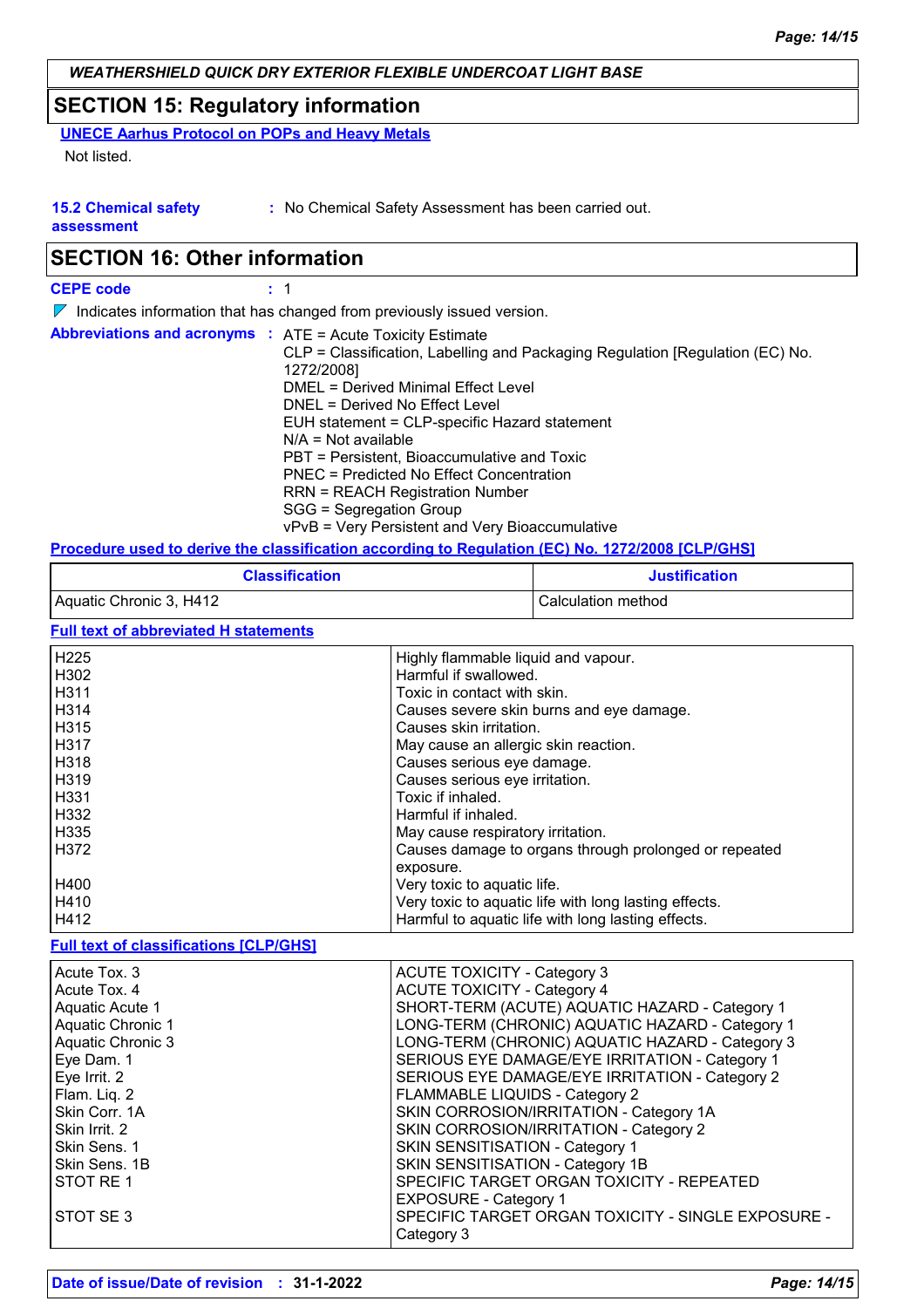*WEATHERSHIELD QUICK DRY EXTERIOR FLEXIBLE UNDERCOAT LIGHT BASE*

## SECTION 15: Regulatory information

**UNECE Aarhus Protocol on POPs and Heavy Metals**

Not listed.

**15.2 Chemical safety assessment** : No Chemical Safety Assessment has been carried out.

## SECTION 16: Other information

**CEPE code** : 1

Indicates information that has changed from previously issued version.

**Abbreviations and acronyms** : ATE = Acute Toxicity Estimate
CLP = Classification, Labelling and Packaging Regulation [Regulation (EC) No. 1272/2008]
DMEL = Derived Minimal Effect Level
DNEL = Derived No Effect Level
EUH statement = CLP-specific Hazard statement
N/A = Not available
PBT = Persistent, Bioaccumulative and Toxic
PNEC = Predicted No Effect Concentration
RRN = REACH Registration Number
SGG = Segregation Group
vPvB = Very Persistent and Very Bioaccumulative

**Procedure used to derive the classification according to Regulation (EC) No. 1272/2008 [CLP/GHS]**

| Classification | Justification |
|---|---|
| Aquatic Chronic 3, H412 | Calculation method |

**Full text of abbreviated H statements**

| | |
|---|---|
| H225 | Highly flammable liquid and vapour. |
| H302 | Harmful if swallowed. |
| H311 | Toxic in contact with skin. |
| H314 | Causes severe skin burns and eye damage. |
| H315 | Causes skin irritation. |
| H317 | May cause an allergic skin reaction. |
| H318 | Causes serious eye damage. |
| H319 | Causes serious eye irritation. |
| H331 | Toxic if inhaled. |
| H332 | Harmful if inhaled. |
| H335 | May cause respiratory irritation. |
| H372 | Causes damage to organs through prolonged or repeated exposure. |
| H400 | Very toxic to aquatic life. |
| H410 | Very toxic to aquatic life with long lasting effects. |
| H412 | Harmful to aquatic life with long lasting effects. |

**Full text of classifications [CLP/GHS]**

| | |
|---|---|
| Acute Tox. 3 | ACUTE TOXICITY - Category 3 |
| Acute Tox. 4 | ACUTE TOXICITY - Category 4 |
| Aquatic Acute 1 | SHORT-TERM (ACUTE) AQUATIC HAZARD - Category 1 |
| Aquatic Chronic 1 | LONG-TERM (CHRONIC) AQUATIC HAZARD - Category 1 |
| Aquatic Chronic 3 | LONG-TERM (CHRONIC) AQUATIC HAZARD - Category 3 |
| Eye Dam. 1 | SERIOUS EYE DAMAGE/EYE IRRITATION - Category 1 |
| Eye Irrit. 2 | SERIOUS EYE DAMAGE/EYE IRRITATION - Category 2 |
| Flam. Liq. 2 | FLAMMABLE LIQUIDS - Category 2 |
| Skin Corr. 1A | SKIN CORROSION/IRRITATION - Category 1A |
| Skin Irrit. 2 | SKIN CORROSION/IRRITATION - Category 2 |
| Skin Sens. 1 | SKIN SENSITISATION - Category 1 |
| Skin Sens. 1B | SKIN SENSITISATION - Category 1B |
| STOT RE 1 | SPECIFIC TARGET ORGAN TOXICITY - REPEATED EXPOSURE - Category 1 |
| STOT SE 3 | SPECIFIC TARGET ORGAN TOXICITY - SINGLE EXPOSURE - Category 3 |

**Date of issue/Date of revision** : **31-1-2022**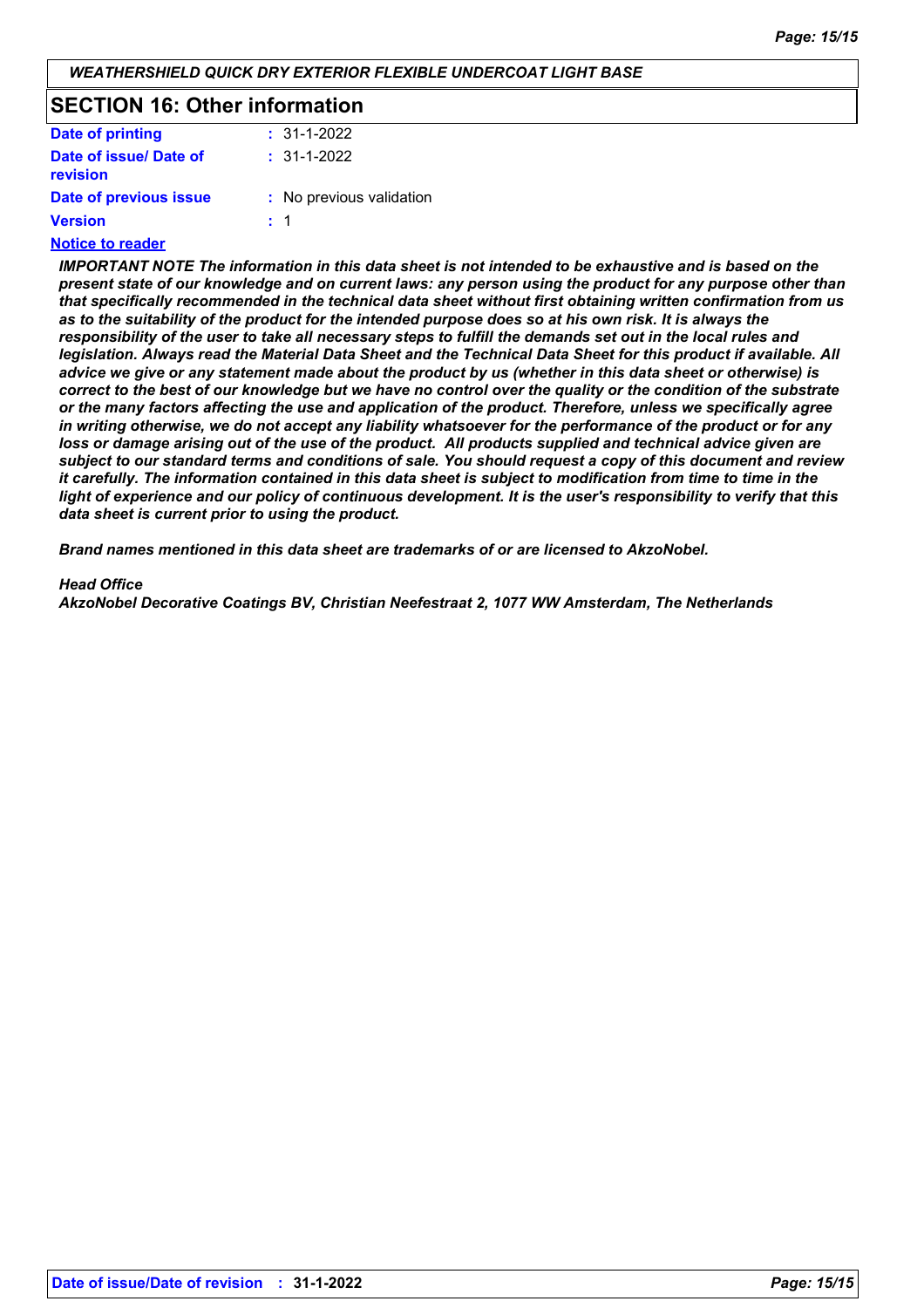## SECTION 16: Other information

| | | |
|---|---|---|
| **Date of printing** | : | 31-1-2022 |
| **Date of issue/ Date of revision** | : | 31-1-2022 |
| **Date of previous issue** | : | No previous validation |
| **Version** | : | 1 |

**Notice to reader**

***IMPORTANT NOTE The information in this data sheet is not intended to be exhaustive and is based on the present state of our knowledge and on current laws: any person using the product for any purpose other than that specifically recommended in the technical data sheet without first obtaining written confirmation from us as to the suitability of the product for the intended purpose does so at his own risk. It is always the responsibility of the user to take all necessary steps to fulfill the demands set out in the local rules and legislation. Always read the Material Data Sheet and the Technical Data Sheet for this product if available. All advice we give or any statement made about the product by us (whether in this data sheet or otherwise) is correct to the best of our knowledge but we have no control over the quality or the condition of the substrate or the many factors affecting the use and application of the product. Therefore, unless we specifically agree in writing otherwise, we do not accept any liability whatsoever for the performance of the product or for any loss or damage arising out of the use of the product. All products supplied and technical advice given are subject to our standard terms and conditions of sale. You should request a copy of this document and review it carefully. The information contained in this data sheet is subject to modification from time to time in the light of experience and our policy of continuous development. It is the user's responsibility to verify that this data sheet is current prior to using the product.***

***Brand names mentioned in this data sheet are trademarks of or are licensed to AkzoNobel.***

***Head Office***
***AkzoNobel Decorative Coatings BV, Christian Neefestraat 2, 1077 WW Amsterdam, The Netherlands***